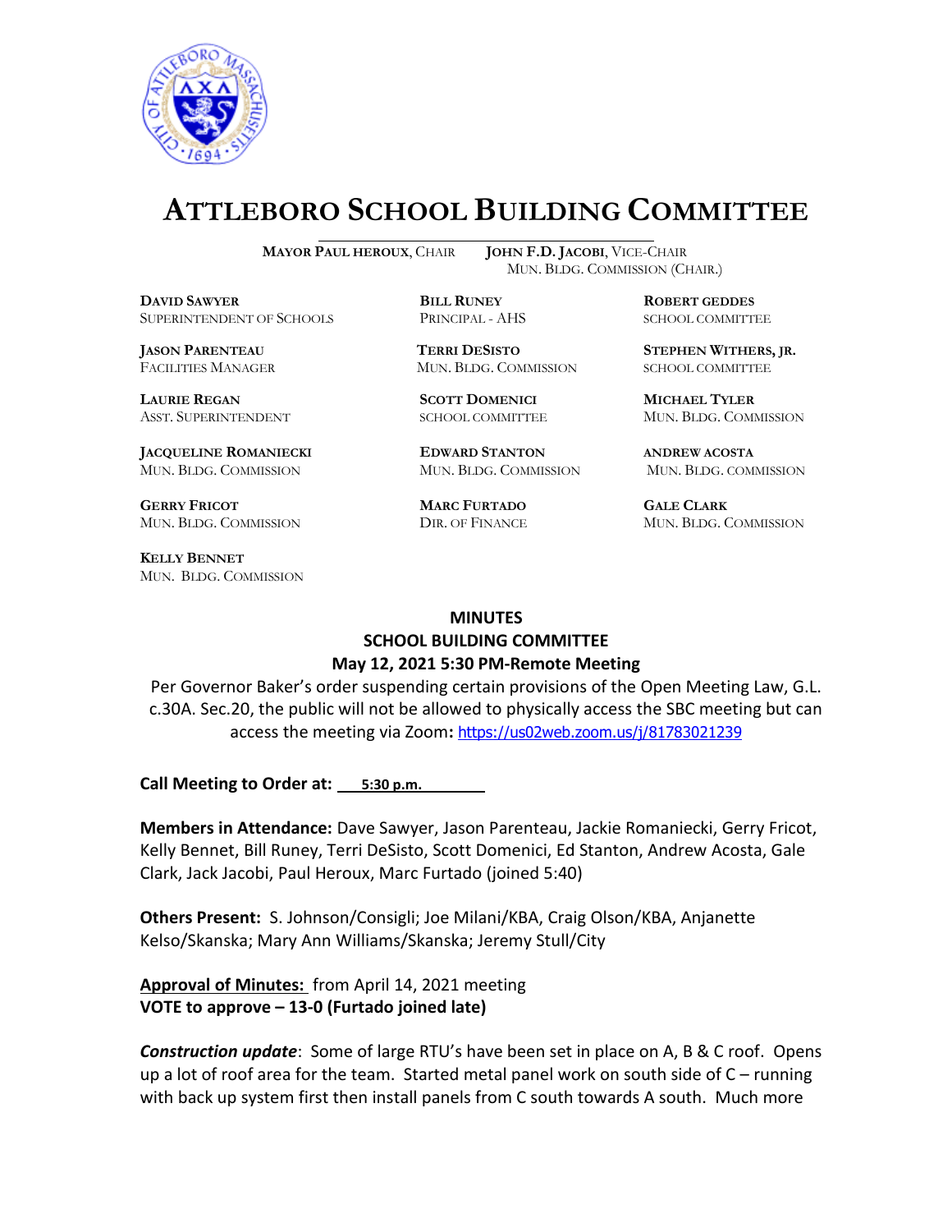# ATTLEBORO SCHOOL BUILDING COMMITTEE

**MAYOR PAUL HEROUX**, CHAIR  
**JOHN F.D. JACOBI**, VICE-CHAIR  
MUN. BLDG. COMMISSION (CHAIR.)

**DAVID SAWYER**  
SUPERINTENDENT OF SCHOOLS

**BILL RUNEY**  
PRINCIPAL - AHS

**ROBERT GEDDES**  
SCHOOL COMMITTEE

**JASON PARENTEAU**  
FACILITIES MANAGER

**TERRI DESISTO**  
MUN. BLDG. COMMISSION

**STEPHEN WITHERS, JR.**  
SCHOOL COMMITTEE

**LAURIE REGAN**  
ASST. SUPERINTENDENT

**SCOTT DOMENICI**  
SCHOOL COMMITTEE

**MICHAEL TYLER**  
MUN. BLDG. COMMISSION

**JACQUELINE ROMANIECKI**  
MUN. BLDG. COMMISSION

**EDWARD STANTON**  
MUN. BLDG. COMMISSION

**ANDREW ACOSTA**  
MUN. BLDG. COMMISSION

**GERRY FRICOT**  
MUN. BLDG. COMMISSION

**MARC FURTADO**  
DIR. OF FINANCE

**GALE CLARK**  
MUN. BLDG. COMMISSION

**KELLY BENNET**  
MUN. BLDG. COMMISSION

**MINUTES**  
**SCHOOL BUILDING COMMITTEE**  
**May 12, 2021 5:30 PM-Remote Meeting**

Per Governor Baker's order suspending certain provisions of the Open Meeting Law, G.L. c.30A. Sec.20, the public will not be allowed to physically access the SBC meeting but can access the meeting via Zoom**:** https://us02web.zoom.us/j/81783021239

**Call Meeting to Order at:** **5:30 p.m.**

**Members in Attendance:** Dave Sawyer, Jason Parenteau, Jackie Romaniecki, Gerry Fricot, Kelly Bennet, Bill Runey, Terri DeSisto, Scott Domenici, Ed Stanton, Andrew Acosta, Gale Clark, Jack Jacobi, Paul Heroux, Marc Furtado (joined 5:40)

**Others Present:** S. Johnson/Consigli; Joe Milani/KBA, Craig Olson/KBA, Anjanette Kelso/Skanska; Mary Ann Williams/Skanska; Jeremy Stull/City

**Approval of Minutes:** from April 14, 2021 meeting  
**VOTE to approve – 13-0 (Furtado joined late)**

***Construction update***: Some of large RTU's have been set in place on A, B & C roof. Opens up a lot of roof area for the team. Started metal panel work on south side of C – running with back up system first then install panels from C south towards A south. Much more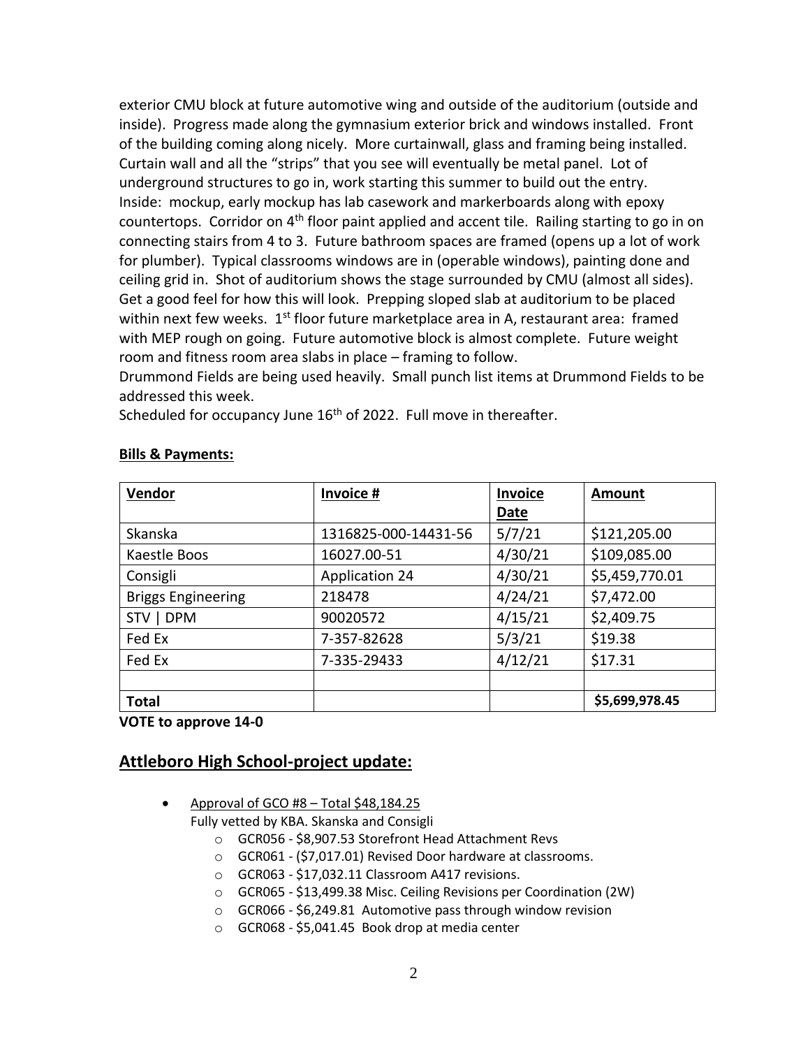exterior CMU block at future automotive wing and outside of the auditorium (outside and inside). Progress made along the gymnasium exterior brick and windows installed. Front of the building coming along nicely. More curtainwall, glass and framing being installed. Curtain wall and all the "strips" that you see will eventually be metal panel. Lot of underground structures to go in, work starting this summer to build out the entry. Inside: mockup, early mockup has lab casework and markerboards along with epoxy countertops. Corridor on 4th floor paint applied and accent tile. Railing starting to go in on connecting stairs from 4 to 3. Future bathroom spaces are framed (opens up a lot of work for plumber). Typical classrooms windows are in (operable windows), painting done and ceiling grid in. Shot of auditorium shows the stage surrounded by CMU (almost all sides). Get a good feel for how this will look. Prepping sloped slab at auditorium to be placed within next few weeks. 1st floor future marketplace area in A, restaurant area: framed with MEP rough on going. Future automotive block is almost complete. Future weight room and fitness room area slabs in place – framing to follow.
Drummond Fields are being used heavily. Small punch list items at Drummond Fields to be addressed this week.
Scheduled for occupancy June 16th of 2022. Full move in thereafter.

**Bills & Payments:**

| Vendor | Invoice # | Invoice Date | Amount |
|---|---|---|---|
| Skanska | 1316825-000-14431-56 | 5/7/21 | $121,205.00 |
| Kaestle Boos | 16027.00-51 | 4/30/21 | $109,085.00 |
| Consigli | Application 24 | 4/30/21 | $5,459,770.01 |
| Briggs Engineering | 218478 | 4/24/21 | $7,472.00 |
| STV \| DPM | 90020572 | 4/15/21 | $2,409.75 |
| Fed Ex | 7-357-82628 | 5/3/21 | $19.38 |
| Fed Ex | 7-335-29433 | 4/12/21 | $17.31 |
| | | | |
| **Total** | | | **$5,699,978.45** |

**VOTE to approve 14-0**

## Attleboro High School-project update:

- Approval of GCO #8 – Total $48,184.25
  Fully vetted by KBA. Skanska and Consigli
  - GCR056 - $8,907.53 Storefront Head Attachment Revs
  - GCR061 - ($7,017.01) Revised Door hardware at classrooms.
  - GCR063 - $17,032.11 Classroom A417 revisions.
  - GCR065 - $13,499.38 Misc. Ceiling Revisions per Coordination (2W)
  - GCR066 - $6,249.81 Automotive pass through window revision
  - GCR068 - $5,041.45 Book drop at media center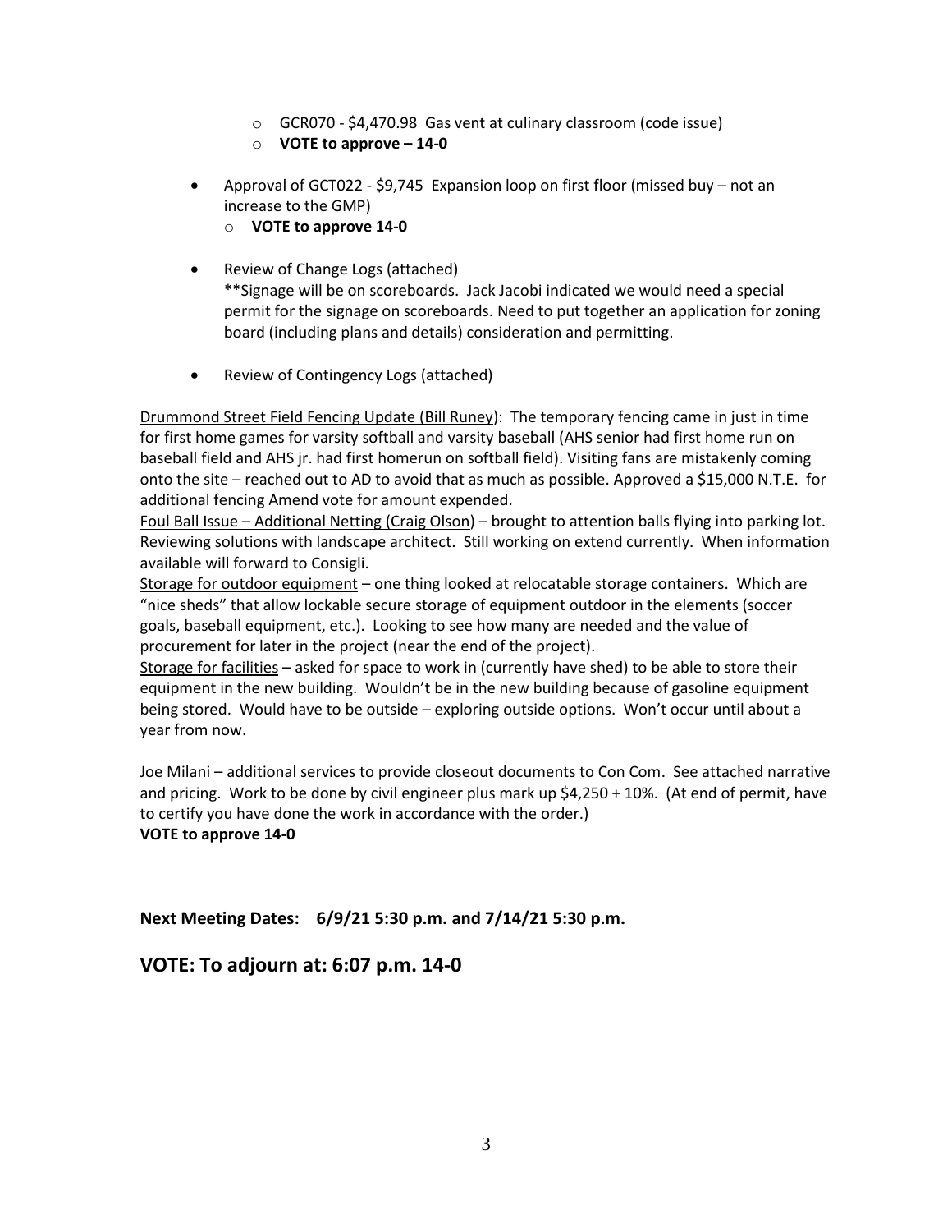- GCR070 - $4,470.98  Gas vent at culinary classroom (code issue)
    - **VOTE to approve – 14-0**

- Approval of GCT022 - $9,745  Expansion loop on first floor (missed buy – not an increase to the GMP)
    - **VOTE to approve 14-0**

- Review of Change Logs (attached)
  **Signage will be on scoreboards. Jack Jacobi indicated we would need a special permit for the signage on scoreboards. Need to put together an application for zoning board (including plans and details) consideration and permitting.

- Review of Contingency Logs (attached)

<u>Drummond Street Field Fencing Update (Bill Runey)</u>: The temporary fencing came in just in time for first home games for varsity softball and varsity baseball (AHS senior had first home run on baseball field and AHS jr. had first homerun on softball field). Visiting fans are mistakenly coming onto the site – reached out to AD to avoid that as much as possible. Approved a $15,000 N.T.E. for additional fencing Amend vote for amount expended.
<u>Foul Ball Issue – Additional Netting (Craig Olson)</u> – brought to attention balls flying into parking lot. Reviewing solutions with landscape architect. Still working on extend currently. When information available will forward to Consigli.
<u>Storage for outdoor equipment</u> – one thing looked at relocatable storage containers. Which are "nice sheds" that allow lockable secure storage of equipment outdoor in the elements (soccer goals, baseball equipment, etc.). Looking to see how many are needed and the value of procurement for later in the project (near the end of the project).
<u>Storage for facilities</u> – asked for space to work in (currently have shed) to be able to store their equipment in the new building. Wouldn't be in the new building because of gasoline equipment being stored. Would have to be outside – exploring outside options. Won't occur until about a year from now.

Joe Milani – additional services to provide closeout documents to Con Com. See attached narrative and pricing. Work to be done by civil engineer plus mark up $4,250 + 10%. (At end of permit, have to certify you have done the work in accordance with the order.)
**VOTE to approve 14-0**

**Next Meeting Dates: 6/9/21 5:30 p.m. and 7/14/21 5:30 p.m.**

## VOTE: To adjourn at: 6:07 p.m. 14-0